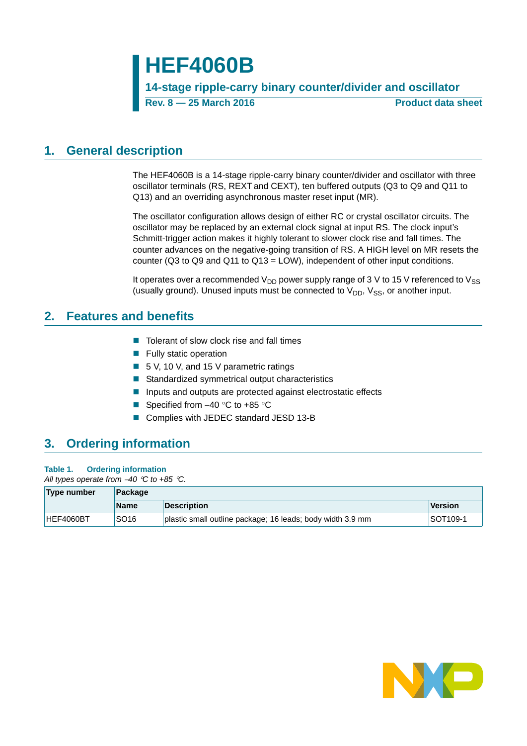# HEF4060B

**14-stage ripple-carry binary counter/divider and oscillator**

**Rev. 8 — 25 March 2016** **Product data sheet**

## 1. General description

The HEF4060B is a 14-stage ripple-carry binary counter/divider and oscillator with three oscillator terminals (RS, REXT and CEXT), ten buffered outputs (Q3 to Q9 and Q11 to Q13) and an overriding asynchronous master reset input (MR).

The oscillator configuration allows design of either RC or crystal oscillator circuits. The oscillator may be replaced by an external clock signal at input RS. The clock input's Schmitt-trigger action makes it highly tolerant to slower clock rise and fall times. The counter advances on the negative-going transition of RS. A HIGH level on MR resets the counter (Q3 to Q9 and Q11 to Q13 = LOW), independent of other input conditions.

It operates over a recommended $V_{DD}$ power supply range of 3 V to 15 V referenced to $V_{SS}$ (usually ground). Unused inputs must be connected to $V_{DD}$, $V_{SS}$, or another input.

## 2. Features and benefits

- Tolerant of slow clock rise and fall times
- Fully static operation
- 5 V, 10 V, and 15 V parametric ratings
- Standardized symmetrical output characteristics
- Inputs and outputs are protected against electrostatic effects
- Specified from −40 °C to +85 °C
- Complies with JEDEC standard JESD 13-B

## 3. Ordering information

**Table 1. Ordering information**

*All types operate from −40 °C to +85 °C.*

| Type number | Package | | |
|---|---|---|---|
| | **Name** | **Description** | **Version** |
| HEF4060BT | SO16 | plastic small outline package; 16 leads; body width 3.9 mm | SOT109-1 |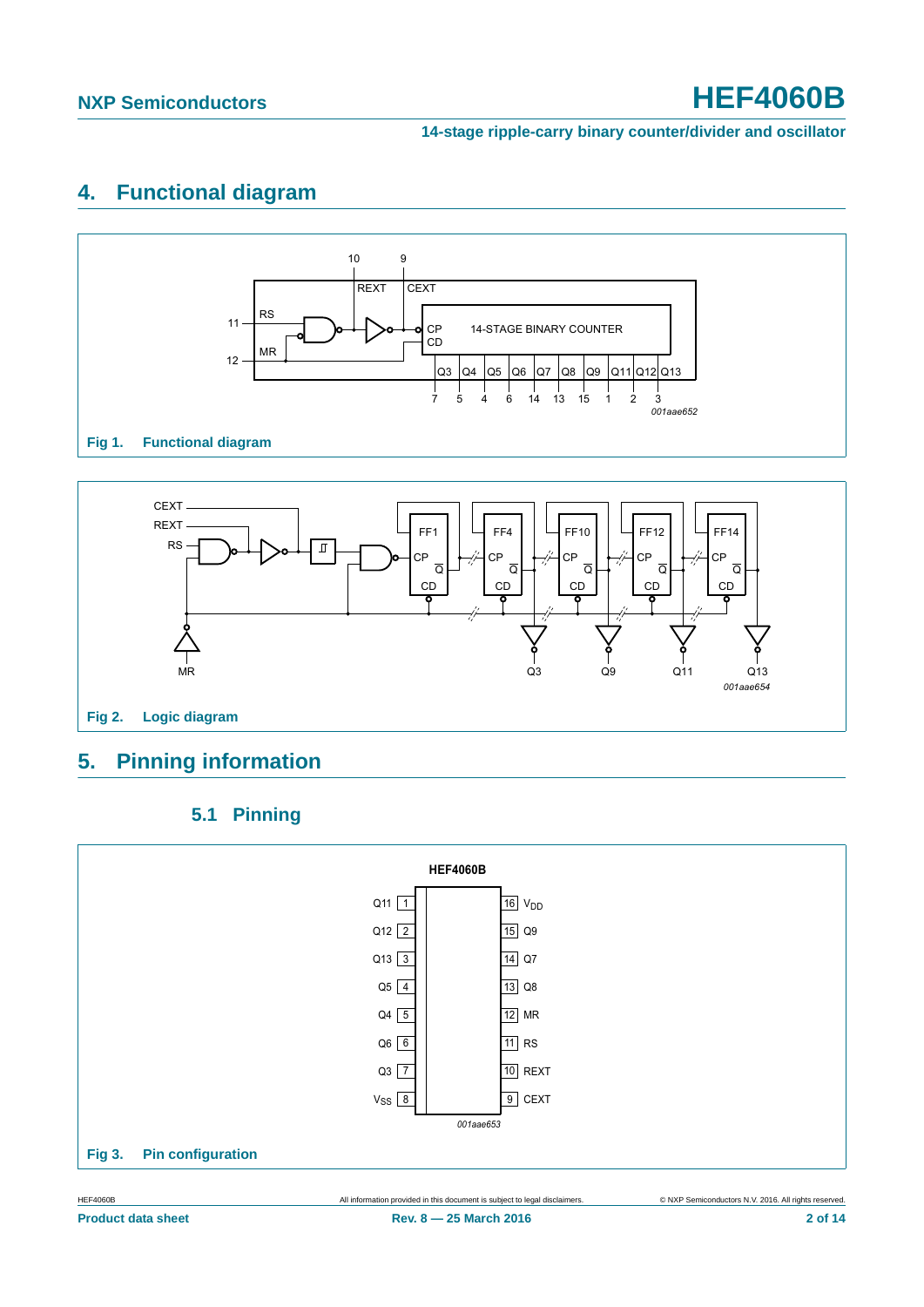# 4. Functional diagram

Fig 1. Functional diagram

Fig 2. Logic diagram

# 5. Pinning information

## 5.1 Pinning

Fig 3. Pin configuration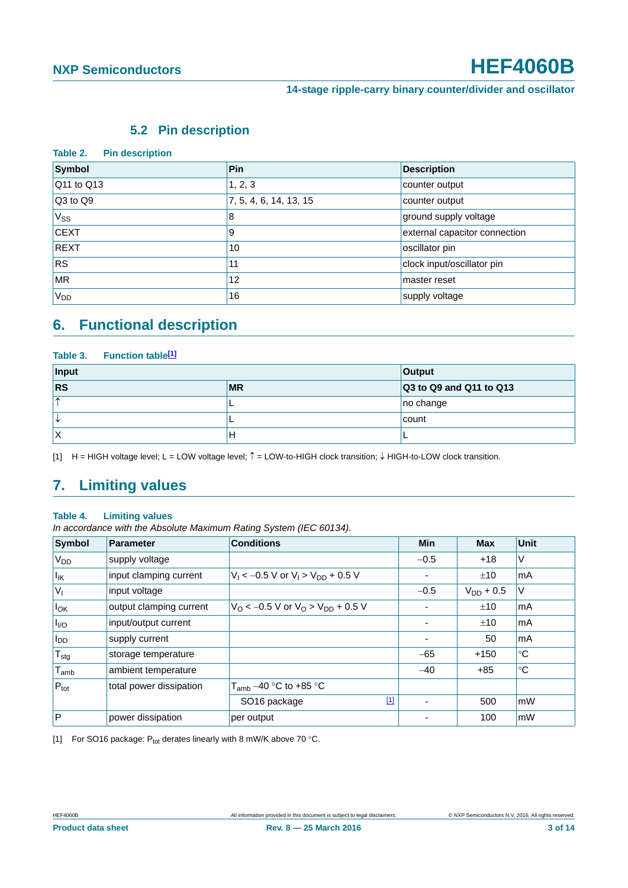### 5.2 Pin description

**Table 2. Pin description**

| Symbol | Pin | Description |
|---|---|---|
| Q11 to Q13 | 1, 2, 3 | counter output |
| Q3 to Q9 | 7, 5, 4, 6, 14, 13, 15 | counter output |
| $V_{SS}$ | 8 | ground supply voltage |
| CEXT | 9 | external capacitor connection |
| REXT | 10 | oscillator pin |
| RS | 11 | clock input/oscillator pin |
| MR | 12 | master reset |
| $V_{DD}$ | 16 | supply voltage |

## 6. Functional description

**Table 3. Function table[1]**

| Input | | Output |
|---|---|---|
| **RS** | **MR** | **Q3 to Q9 and Q11 to Q13** |
| ↑ | L | no change |
| ↓ | L | count |
| X | H | L |

[1] H = HIGH voltage level; L = LOW voltage level; ↑ = LOW-to-HIGH clock transition; ↓ HIGH-to-LOW clock transition.

## 7. Limiting values

**Table 4. Limiting values**

*In accordance with the Absolute Maximum Rating System (IEC 60134).*

| Symbol | Parameter | Conditions | Min | Max | Unit |
|---|---|---|---|---|---|
| $V_{DD}$ | supply voltage | | −0.5 | +18 | V |
| $I_{IK}$ | input clamping current | $V_I < -0.5$ V or $V_I > V_{DD} + 0.5$ V | - | ±10 | mA |
| $V_I$ | input voltage | | −0.5 | $V_{DD} + 0.5$ | V |
| $I_{OK}$ | output clamping current | $V_O < -0.5$ V or $V_O > V_{DD} + 0.5$ V | - | ±10 | mA |
| $I_{I/O}$ | input/output current | | - | ±10 | mA |
| $I_{DD}$ | supply current | | - | 50 | mA |
| $T_{stg}$ | storage temperature | | −65 | +150 | °C |
| $T_{amb}$ | ambient temperature | | −40 | +85 | °C |
| $P_{tot}$ | total power dissipation | $T_{amb}$ −40 °C to +85 °C | | | |
| | | SO16 package [1] | - | 500 | mW |
| P | power dissipation | per output | - | 100 | mW |

[1] For SO16 package: $P_{tot}$ derates linearly with 8 mW/K above 70 °C.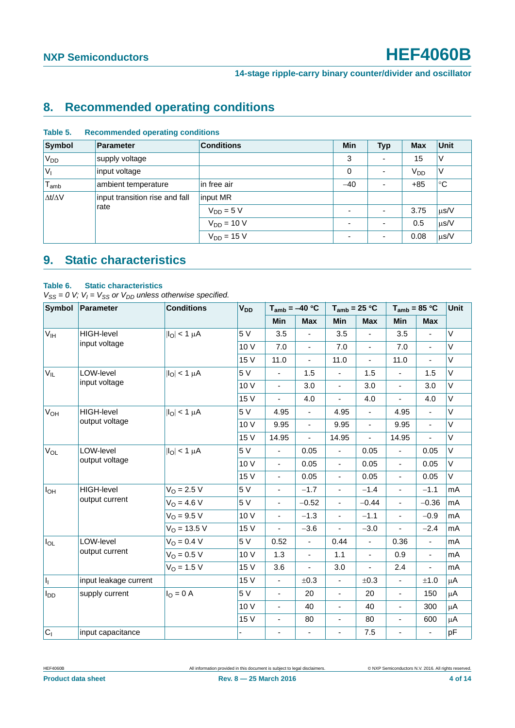## 8. Recommended operating conditions

**Table 5. Recommended operating conditions**

| Symbol | Parameter | Conditions | Min | Typ | Max | Unit |
|---|---|---|---|---|---|---|
| $V_{DD}$ | supply voltage | | 3 | - | 15 | V |
| $V_I$ | input voltage | | 0 | - | $V_{DD}$ | V |
| $T_{amb}$ | ambient temperature | in free air | −40 | - | +85 | °C |
| $\Delta t/\Delta V$ | input transition rise and fall rate | input MR | | | | |
| | | $V_{DD}$ = 5 V | - | - | 3.75 | μs/V |
| | | $V_{DD}$ = 10 V | - | - | 0.5 | μs/V |
| | | $V_{DD}$ = 15 V | - | - | 0.08 | μs/V |

## 9. Static characteristics

**Table 6. Static characteristics**

*$V_{SS}$ = 0 V; $V_I$ = $V_{SS}$ or $V_{DD}$ unless otherwise specified.*

| Symbol | Parameter | Conditions | $V_{DD}$ | $T_{amb}$ = −40 °C | | $T_{amb}$ = 25 °C | | $T_{amb}$ = 85 °C | | Unit |
|---|---|---|---|---|---|---|---|---|---|---|
| | | | | Min | Max | Min | Max | Min | Max | |
| $V_{IH}$ | HIGH-level input voltage | $\lvert I_O \rvert$ < 1 μA | 5 V | 3.5 | - | 3.5 | - | 3.5 | - | V |
| | | | 10 V | 7.0 | - | 7.0 | - | 7.0 | - | V |
| | | | 15 V | 11.0 | - | 11.0 | - | 11.0 | - | V |
| $V_{IL}$ | LOW-level input voltage | $\lvert I_O \rvert$ < 1 μA | 5 V | - | 1.5 | - | 1.5 | - | 1.5 | V |
| | | | 10 V | - | 3.0 | - | 3.0 | - | 3.0 | V |
| | | | 15 V | - | 4.0 | - | 4.0 | - | 4.0 | V |
| $V_{OH}$ | HIGH-level output voltage | $\lvert I_O \rvert$ < 1 μA | 5 V | 4.95 | - | 4.95 | - | 4.95 | - | V |
| | | | 10 V | 9.95 | - | 9.95 | - | 9.95 | - | V |
| | | | 15 V | 14.95 | - | 14.95 | - | 14.95 | - | V |
| $V_{OL}$ | LOW-level output voltage | $\lvert I_O \rvert$ < 1 μA | 5 V | - | 0.05 | - | 0.05 | - | 0.05 | V |
| | | | 10 V | - | 0.05 | - | 0.05 | - | 0.05 | V |
| | | | 15 V | - | 0.05 | - | 0.05 | - | 0.05 | V |
| $I_{OH}$ | HIGH-level output current | $V_O$ = 2.5 V | 5 V | - | −1.7 | - | −1.4 | - | −1.1 | mA |
| | | $V_O$ = 4.6 V | 5 V | - | −0.52 | - | −0.44 | - | −0.36 | mA |
| | | $V_O$ = 9.5 V | 10 V | - | −1.3 | - | −1.1 | - | −0.9 | mA |
| | | $V_O$ = 13.5 V | 15 V | - | −3.6 | - | −3.0 | - | −2.4 | mA |
| $I_{OL}$ | LOW-level output current | $V_O$ = 0.4 V | 5 V | 0.52 | - | 0.44 | - | 0.36 | - | mA |
| | | $V_O$ = 0.5 V | 10 V | 1.3 | - | 1.1 | - | 0.9 | - | mA |
| | | $V_O$ = 1.5 V | 15 V | 3.6 | - | 3.0 | - | 2.4 | - | mA |
| $I_I$ | input leakage current | | 15 V | - | ±0.3 | - | ±0.3 | - | ±1.0 | μA |
| $I_{DD}$ | supply current | $I_O$ = 0 A | 5 V | - | 20 | - | 20 | - | 150 | μA |
| | | | 10 V | - | 40 | - | 40 | - | 300 | μA |
| | | | 15 V | - | 80 | - | 80 | - | 600 | μA |
| $C_I$ | input capacitance | | - | - | - | - | 7.5 | - | - | pF |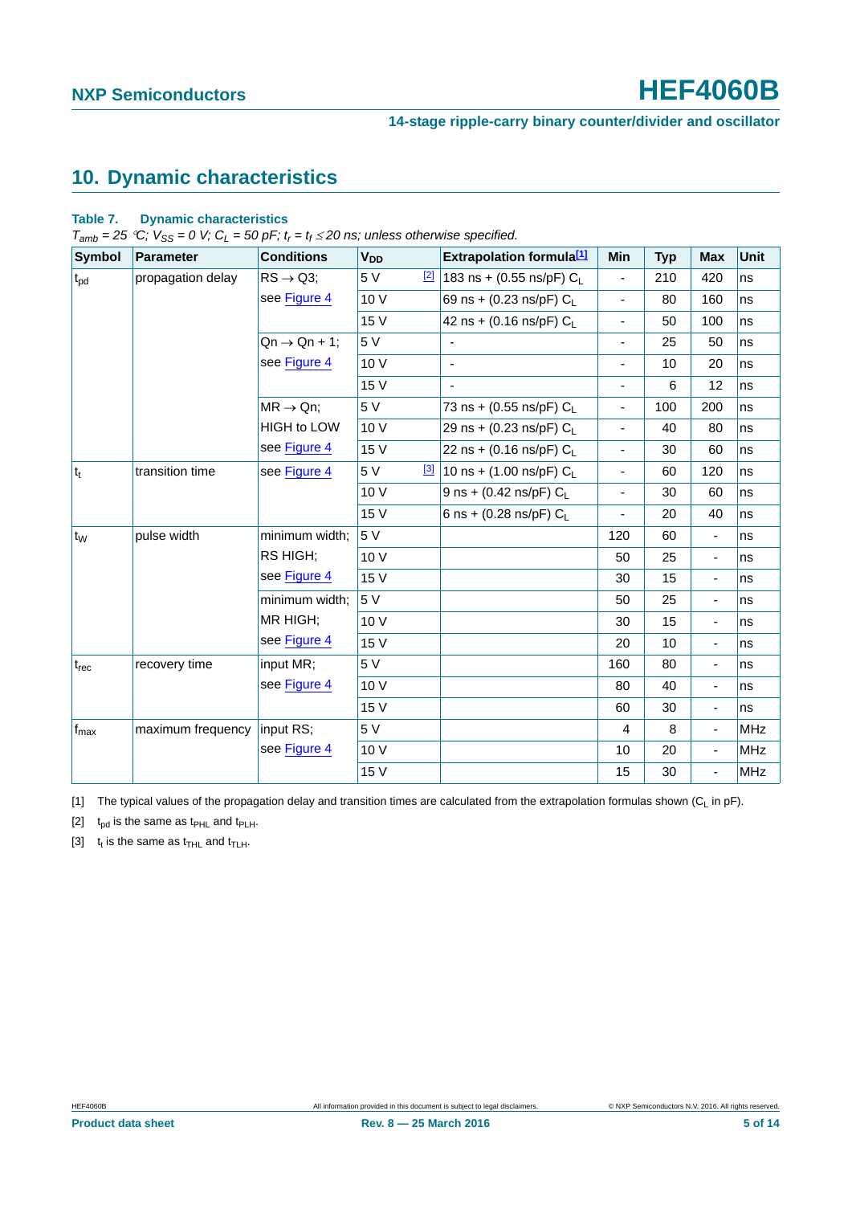## 10. Dynamic characteristics

**Table 7. Dynamic characteristics**

*$T_{amb}$ = 25 °C; $V_{SS}$ = 0 V; $C_L$ = 50 pF; $t_r = t_f \leq$ 20 ns; unless otherwise specified.*

| Symbol | Parameter | Conditions | $V_{DD}$ | Extrapolation formula[1] | Min | Typ | Max | Unit |
|---|---|---|---|---|---|---|---|---|
| $t_{pd}$ | propagation delay | RS → Q3; see Figure 4 | 5 V [2] | 183 ns + (0.55 ns/pF) $C_L$ | - | 210 | 420 | ns |
| | | | 10 V | 69 ns + (0.23 ns/pF) $C_L$ | - | 80 | 160 | ns |
| | | | 15 V | 42 ns + (0.16 ns/pF) $C_L$ | - | 50 | 100 | ns |
| | | Qn → Qn + 1; see Figure 4 | 5 V | - | - | 25 | 50 | ns |
| | | | 10 V | - | - | 10 | 20 | ns |
| | | | 15 V | - | - | 6 | 12 | ns |
| | | MR → Qn; HIGH to LOW see Figure 4 | 5 V | 73 ns + (0.55 ns/pF) $C_L$ | - | 100 | 200 | ns |
| | | | 10 V | 29 ns + (0.23 ns/pF) $C_L$ | - | 40 | 80 | ns |
| | | | 15 V | 22 ns + (0.16 ns/pF) $C_L$ | - | 30 | 60 | ns |
| $t_t$ | transition time | see Figure 4 | 5 V [3] | 10 ns + (1.00 ns/pF) $C_L$ | - | 60 | 120 | ns |
| | | | 10 V | 9 ns + (0.42 ns/pF) $C_L$ | - | 30 | 60 | ns |
| | | | 15 V | 6 ns + (0.28 ns/pF) $C_L$ | - | 20 | 40 | ns |
| $t_W$ | pulse width | minimum width; RS HIGH; see Figure 4 | 5 V | | 120 | 60 | - | ns |
| | | | 10 V | | 50 | 25 | - | ns |
| | | | 15 V | | 30 | 15 | - | ns |
| | | minimum width; MR HIGH; see Figure 4 | 5 V | | 50 | 25 | - | ns |
| | | | 10 V | | 30 | 15 | - | ns |
| | | | 15 V | | 20 | 10 | - | ns |
| $t_{rec}$ | recovery time | input MR; see Figure 4 | 5 V | | 160 | 80 | - | ns |
| | | | 10 V | | 80 | 40 | - | ns |
| | | | 15 V | | 60 | 30 | - | ns |
| $f_{max}$ | maximum frequency | input RS; see Figure 4 | 5 V | | 4 | 8 | - | MHz |
| | | | 10 V | | 10 | 20 | - | MHz |
| | | | 15 V | | 15 | 30 | - | MHz |

[1] The typical values of the propagation delay and transition times are calculated from the extrapolation formulas shown ($C_L$ in pF).

[2] $t_{pd}$ is the same as $t_{PHL}$ and $t_{PLH}$.

[3] $t_t$ is the same as $t_{THL}$ and $t_{TLH}$.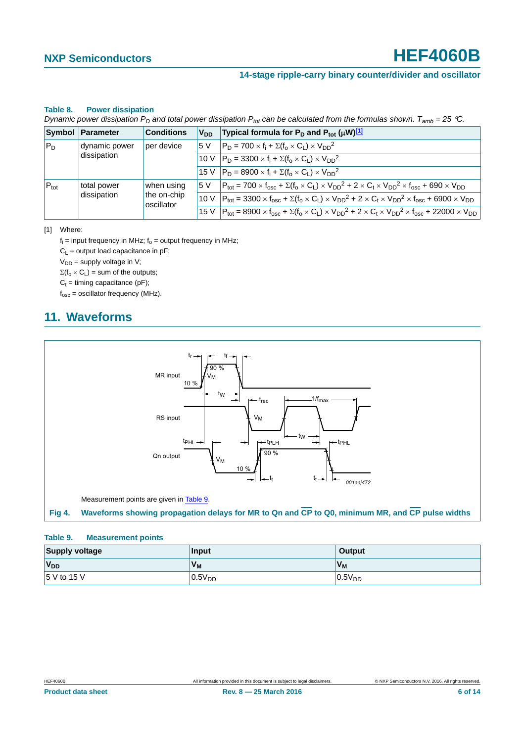**Table 8. Power dissipation**

*Dynamic power dissipation $P_D$ and total power dissipation $P_{tot}$ can be calculated from the formulas shown. $T_{amb}$ = 25 °C.*

| Symbol | Parameter | Conditions | $V_{DD}$ | Typical formula for $P_D$ and $P_{tot}$ (μW)[1] |
|---|---|---|---|---|
| $P_D$ | dynamic power dissipation | per device | 5 V | $P_D = 700 \times f_i + \Sigma(f_o \times C_L) \times V_{DD}^2$ |
| | | | 10 V | $P_D = 3300 \times f_i + \Sigma(f_o \times C_L) \times V_{DD}^2$ |
| | | | 15 V | $P_D = 8900 \times f_i + \Sigma(f_o \times C_L) \times V_{DD}^2$ |
| $P_{tot}$ | total power dissipation | when using the on-chip oscillator | 5 V | $P_{tot} = 700 \times f_{osc} + \Sigma(f_o \times C_L) \times V_{DD}^2 + 2 \times C_t \times V_{DD}^2 \times f_{osc} + 690 \times V_{DD}$ |
| | | | 10 V | $P_{tot} = 3300 \times f_{osc} + \Sigma(f_o \times C_L) \times V_{DD}^2 + 2 \times C_t \times V_{DD}^2 \times f_{osc} + 6900 \times V_{DD}$ |
| | | | 15 V | $P_{tot} = 8900 \times f_{osc} + \Sigma(f_o \times C_L) \times V_{DD}^2 + 2 \times C_t \times V_{DD}^2 \times f_{osc} + 22000 \times V_{DD}$ |

[1] Where:

$f_i$ = input frequency in MHz; $f_o$ = output frequency in MHz;

$C_L$ = output load capacitance in pF;

$V_{DD}$ = supply voltage in V;

$\Sigma(f_o \times C_L)$ = sum of the outputs;

$C_t$ = timing capacitance (pF);

$f_{osc}$ = oscillator frequency (MHz).

## 11. Waveforms

Measurement points are given in Table 9.

**Fig 4. Waveforms showing propagation delays for MR to Qn and $\overline{CP}$ to Q0, minimum MR, and $\overline{CP}$ pulse widths**

**Table 9. Measurement points**

| Supply voltage | Input | Output |
|---|---|---|
| $V_{DD}$ | $V_M$ | $V_M$ |
| 5 V to 15 V | $0.5V_{DD}$ | $0.5V_{DD}$ |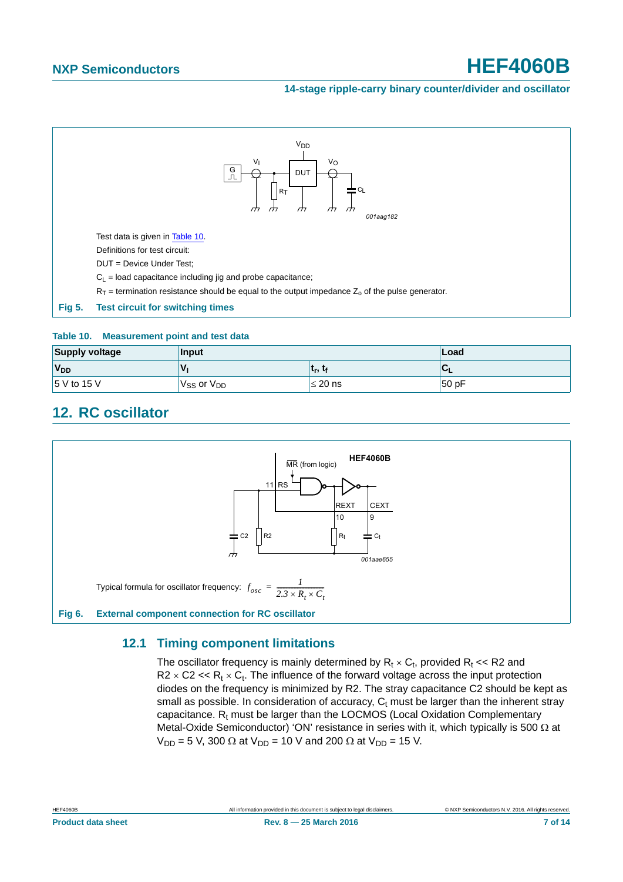Test data is given in Table 10.

Definitions for test circuit:

DUT = Device Under Test;

$C_L$ = load capacitance including jig and probe capacitance;

$R_T$ = termination resistance should be equal to the output impedance $Z_o$ of the pulse generator.

**Fig 5. Test circuit for switching times**

**Table 10. Measurement point and test data**

| Supply voltage | Input | | Load |
|---|---|---|---|
| $V_{DD}$ | $V_I$ | $t_r$, $t_f$ | $C_L$ |
| 5 V to 15 V | $V_{SS}$ or $V_{DD}$ | ≤ 20 ns | 50 pF |

## 12. RC oscillator

Typical formula for oscillator frequency: $f_{osc} = \frac{1}{2.3 \times R_t \times C_t}$

**Fig 6. External component connection for RC oscillator**

### 12.1 Timing component limitations

The oscillator frequency is mainly determined by $R_t \times C_t$, provided $R_t$ << R2 and $R2 \times C2$ << $R_t \times C_t$. The influence of the forward voltage across the input protection diodes on the frequency is minimized by R2. The stray capacitance C2 should be kept as small as possible. In consideration of accuracy, $C_t$ must be larger than the inherent stray capacitance. $R_t$ must be larger than the LOCMOS (Local Oxidation Complementary Metal-Oxide Semiconductor) 'ON' resistance in series with it, which typically is 500 Ω at $V_{DD}$ = 5 V, 300 Ω at $V_{DD}$ = 10 V and 200 Ω at $V_{DD}$ = 15 V.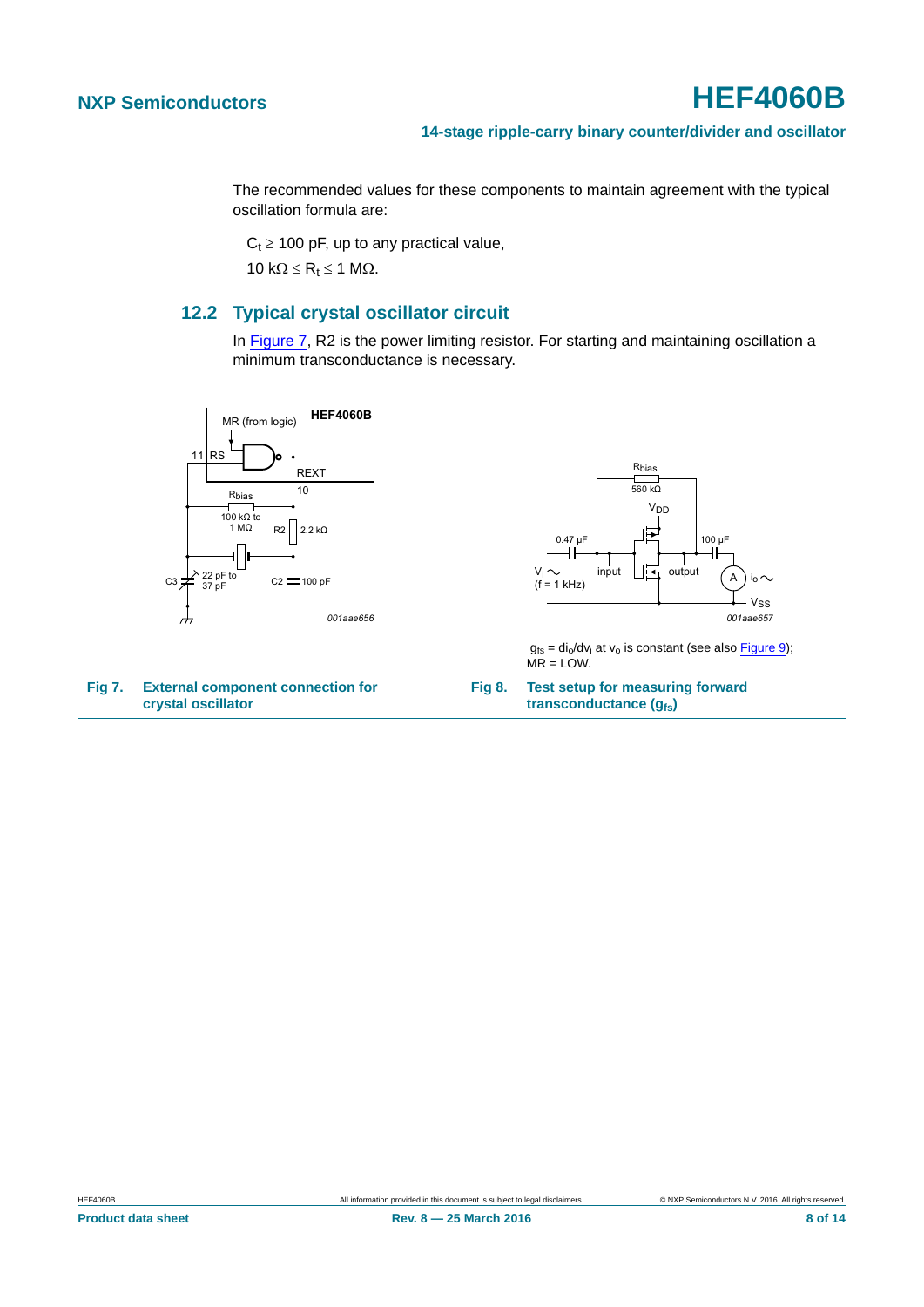The recommended values for these components to maintain agreement with the typical oscillation formula are:

$C_t \geq 100$ pF, up to any practical value,

$10\ k\Omega \leq R_t \leq 1\ M\Omega$.

## 12.2 Typical crystal oscillator circuit

In Figure 7, R2 is the power limiting resistor. For starting and maintaining oscillation a minimum transconductance is necessary.

**Fig 7. External component connection for crystal oscillator**

$g_{fs} = di_o/dv_i$ at $v_o$ is constant (see also Figure 9); MR = LOW.

**Fig 8. Test setup for measuring forward transconductance ($g_{fs}$)**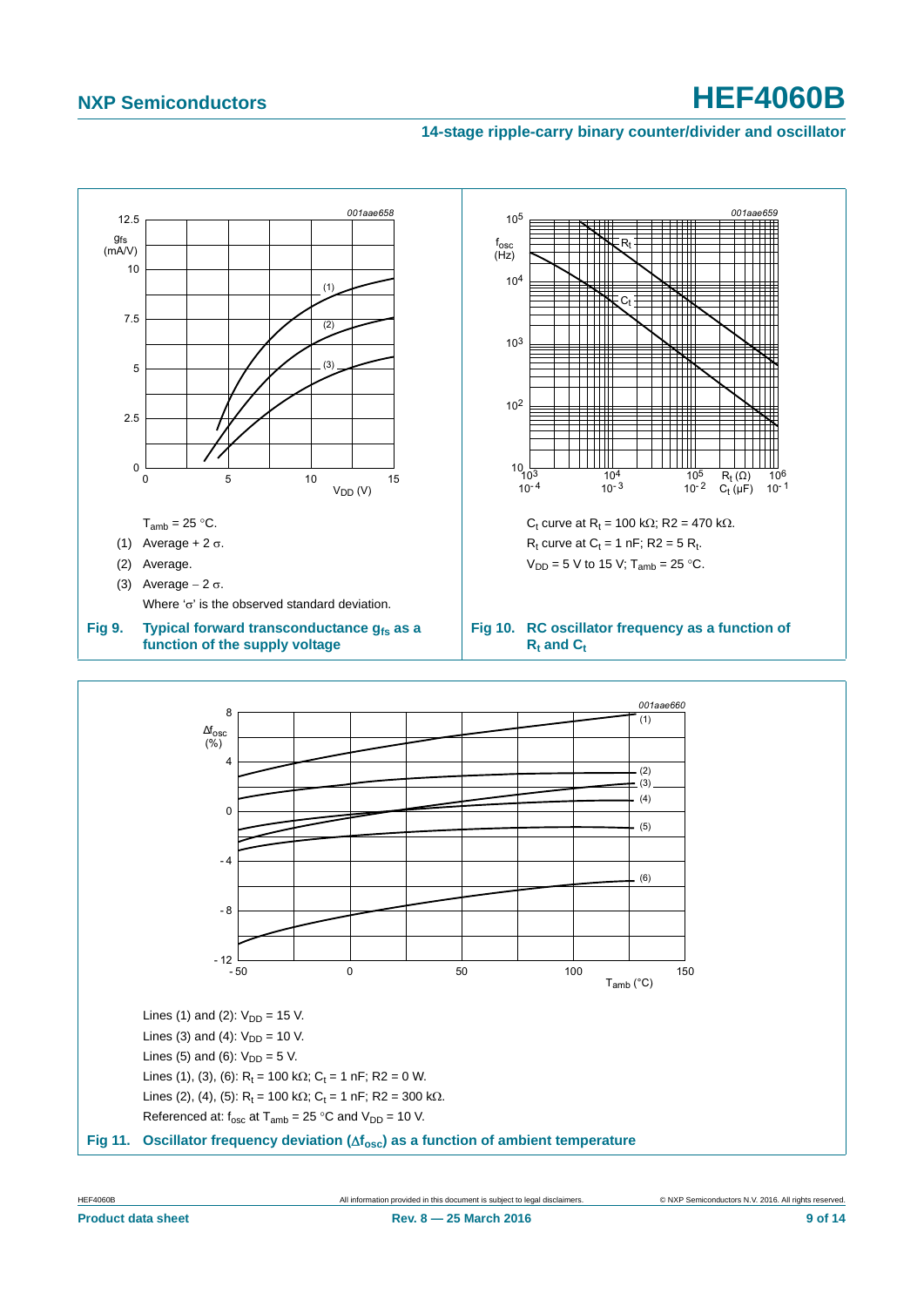$T_{amb}$ = 25 °C.

(1) Average + 2 σ.

(2) Average.

(3) Average − 2 σ.

Where 'σ' is the observed standard deviation.

**Fig 9. Typical forward transconductance $g_{fs}$ as a function of the supply voltage**

$C_t$ curve at $R_t$ = 100 kΩ; R2 = 470 kΩ.

$R_t$ curve at $C_t$ = 1 nF; R2 = 5 $R_t$.

$V_{DD}$ = 5 V to 15 V; $T_{amb}$ = 25 °C.

**Fig 10. RC oscillator frequency as a function of $R_t$ and $C_t$**

Lines (1) and (2): $V_{DD}$ = 15 V.

Lines (3) and (4): $V_{DD}$ = 10 V.

Lines (5) and (6): $V_{DD}$ = 5 V.

Lines (1), (3), (6): $R_t$ = 100 kΩ; $C_t$ = 1 nF; R2 = 0 W.

Lines (2), (4), (5): $R_t$ = 100 kΩ; $C_t$ = 1 nF; R2 = 300 kΩ.

Referenced at: $f_{osc}$ at $T_{amb}$ = 25 °C and $V_{DD}$ = 10 V.

**Fig 11. Oscillator frequency deviation ($\Delta f_{osc}$) as a function of ambient temperature**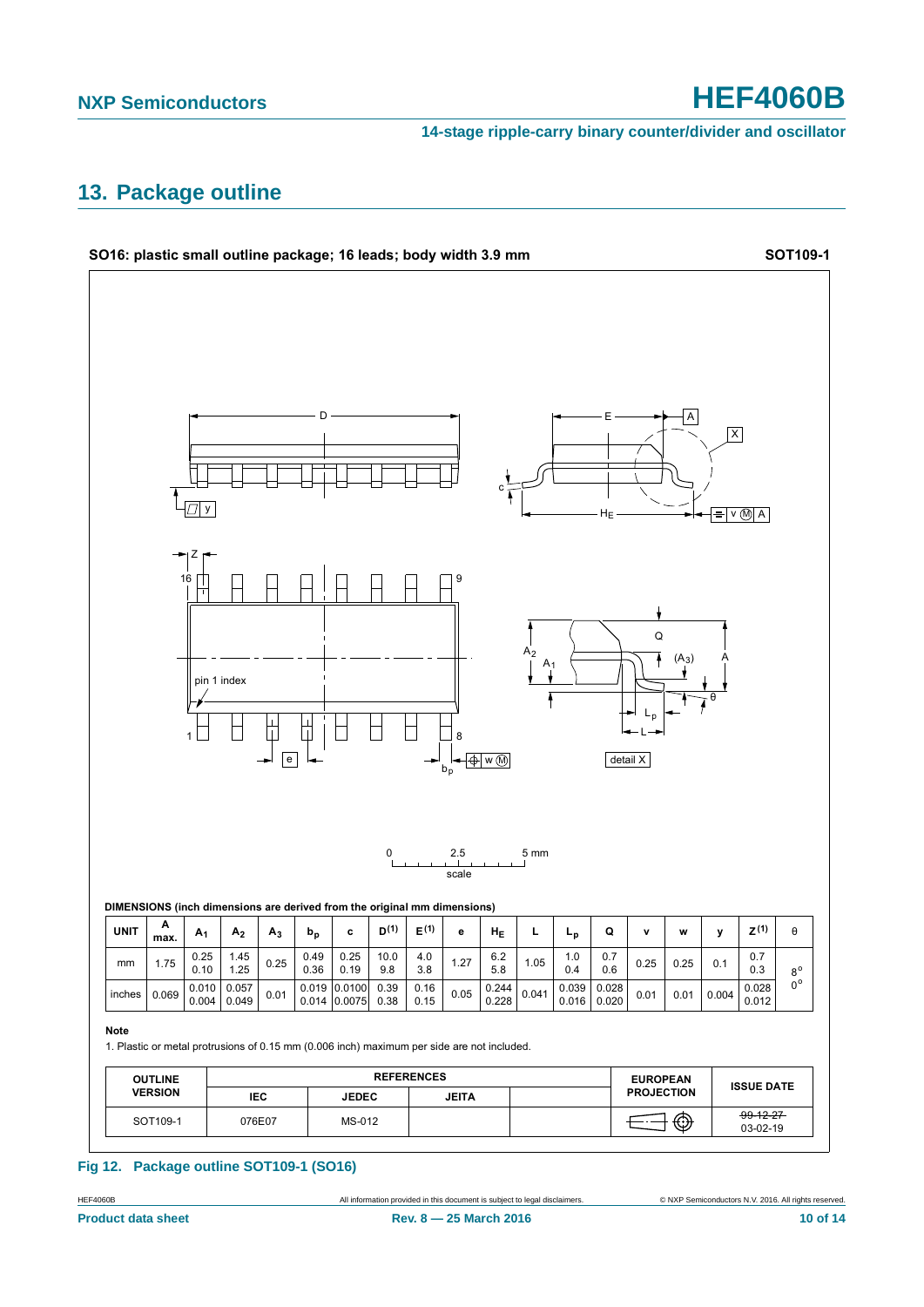## 13. Package outline

**SO16: plastic small outline package; 16 leads; body width 3.9 mm** **SOT109-1**

**DIMENSIONS (inch dimensions are derived from the original mm dimensions)**

| UNIT | A max. | $A_1$ | $A_2$ | $A_3$ | $b_p$ | c | $D^{(1)}$ | $E^{(1)}$ | e | $H_E$ | L | $L_p$ | Q | v | w | y | $Z^{(1)}$ | θ |
|---|---|---|---|---|---|---|---|---|---|---|---|---|---|---|---|---|---|---|
| mm | 1.75 | 0.25<br>0.10 | 1.45<br>1.25 | 0.25 | 0.49<br>0.36 | 0.25<br>0.19 | 10.0<br>9.8 | 4.0<br>3.8 | 1.27 | 6.2<br>5.8 | 1.05 | 1.0<br>0.4 | 0.7<br>0.6 | 0.25 | 0.25 | 0.1 | 0.7<br>0.3 | 8°<br>0° |
| inches | 0.069 | 0.010<br>0.004 | 0.057<br>0.049 | 0.01 | 0.019<br>0.014 | 0.0100<br>0.0075 | 0.39<br>0.38 | 0.16<br>0.15 | 0.05 | 0.244<br>0.228 | 0.041 | 0.039<br>0.016 | 0.028<br>0.020 | 0.01 | 0.01 | 0.004 | 0.028<br>0.012 | |

**Note**

1. Plastic or metal protrusions of 0.15 mm (0.006 inch) maximum per side are not included.

| OUTLINE VERSION | REFERENCES | | | | EUROPEAN PROJECTION | ISSUE DATE |
|---|---|---|---|---|---|---|
| | IEC | JEDEC | JEITA | | | |
| SOT109-1 | 076E07 | MS-012 | | | | ~~99-12-27~~<br>03-02-19 |

**Fig 12. Package outline SOT109-1 (SO16)**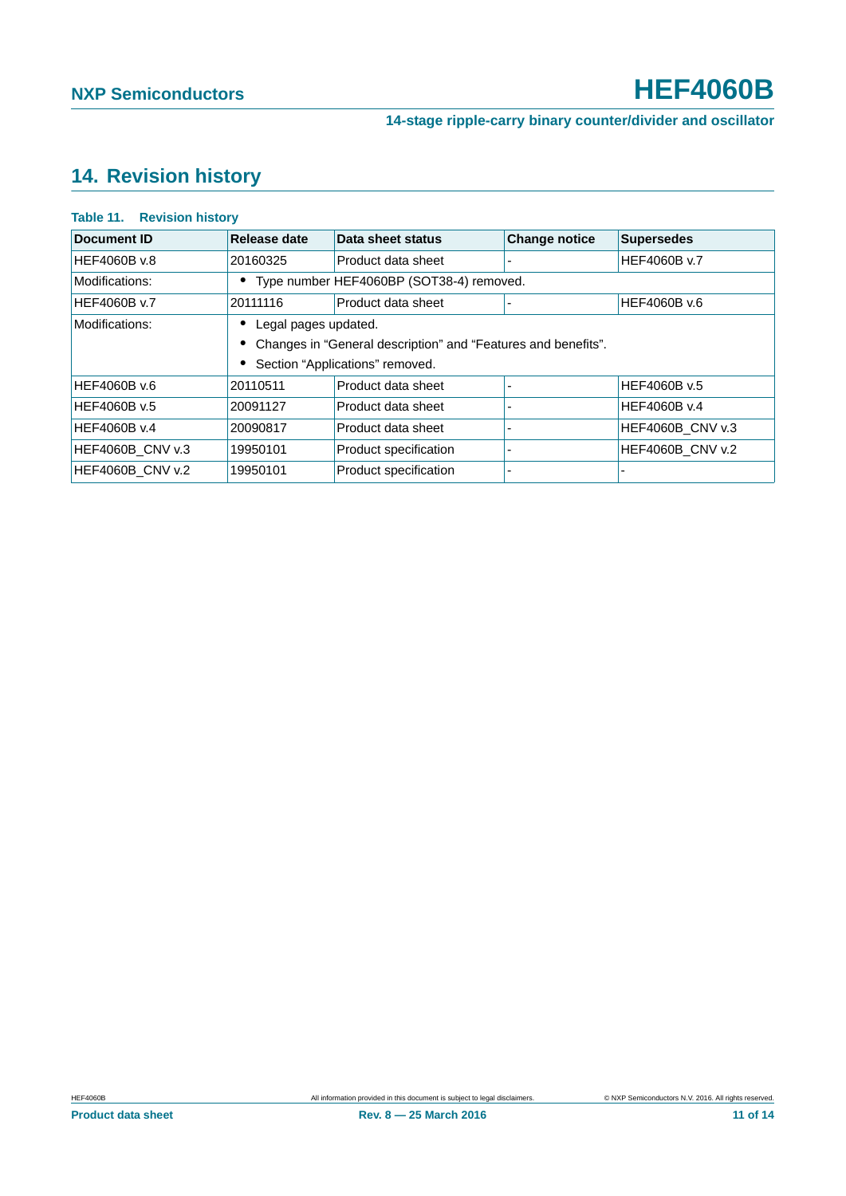## 14. Revision history

**Table 11. Revision history**

| Document ID | Release date | Data sheet status | Change notice | Supersedes |
|---|---|---|---|---|
| HEF4060B v.8 | 20160325 | Product data sheet | - | HEF4060B v.7 |
| Modifications: | • Type number HEF4060BP (SOT38-4) removed. | | | |
| HEF4060B v.7 | 20111116 | Product data sheet | - | HEF4060B v.6 |
| Modifications: | • Legal pages updated.<br>• Changes in “General description” and “Features and benefits”.<br>• Section “Applications” removed. | | | |
| HEF4060B v.6 | 20110511 | Product data sheet | - | HEF4060B v.5 |
| HEF4060B v.5 | 20091127 | Product data sheet | - | HEF4060B v.4 |
| HEF4060B v.4 | 20090817 | Product data sheet | - | HEF4060B_CNV v.3 |
| HEF4060B_CNV v.3 | 19950101 | Product specification | - | HEF4060B_CNV v.2 |
| HEF4060B_CNV v.2 | 19950101 | Product specification | - | - |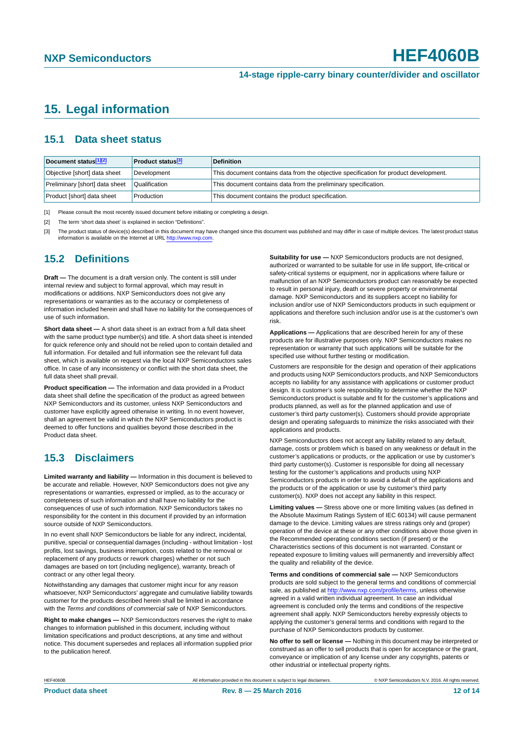## 15. Legal information

### 15.1 Data sheet status

| Document status[1][2] | Product status[3] | Definition |
|---|---|---|
| Objective [short] data sheet | Development | This document contains data from the objective specification for product development. |
| Preliminary [short] data sheet | Qualification | This document contains data from the preliminary specification. |
| Product [short] data sheet | Production | This document contains the product specification. |

[1] Please consult the most recently issued document before initiating or completing a design.

[2] The term 'short data sheet' is explained in section "Definitions".

[3] The product status of device(s) described in this document may have changed since this document was published and may differ in case of multiple devices. The latest product status information is available on the Internet at URL http://www.nxp.com.

### 15.2 Definitions

**Draft —** The document is a draft version only. The content is still under internal review and subject to formal approval, which may result in modifications or additions. NXP Semiconductors does not give any representations or warranties as to the accuracy or completeness of information included herein and shall have no liability for the consequences of use of such information.

**Short data sheet —** A short data sheet is an extract from a full data sheet with the same product type number(s) and title. A short data sheet is intended for quick reference only and should not be relied upon to contain detailed and full information. For detailed and full information see the relevant full data sheet, which is available on request via the local NXP Semiconductors sales office. In case of any inconsistency or conflict with the short data sheet, the full data sheet shall prevail.

**Product specification —** The information and data provided in a Product data sheet shall define the specification of the product as agreed between NXP Semiconductors and its customer, unless NXP Semiconductors and customer have explicitly agreed otherwise in writing. In no event however, shall an agreement be valid in which the NXP Semiconductors product is deemed to offer functions and qualities beyond those described in the Product data sheet.

### 15.3 Disclaimers

**Limited warranty and liability —** Information in this document is believed to be accurate and reliable. However, NXP Semiconductors does not give any representations or warranties, expressed or implied, as to the accuracy or completeness of such information and shall have no liability for the consequences of use of such information. NXP Semiconductors takes no responsibility for the content in this document if provided by an information source outside of NXP Semiconductors.

In no event shall NXP Semiconductors be liable for any indirect, incidental, punitive, special or consequential damages (including - without limitation - lost profits, lost savings, business interruption, costs related to the removal or replacement of any products or rework charges) whether or not such damages are based on tort (including negligence), warranty, breach of contract or any other legal theory.

Notwithstanding any damages that customer might incur for any reason whatsoever, NXP Semiconductors' aggregate and cumulative liability towards customer for the products described herein shall be limited in accordance with the *Terms and conditions of commercial sale* of NXP Semiconductors.

**Right to make changes —** NXP Semiconductors reserves the right to make changes to information published in this document, including without limitation specifications and product descriptions, at any time and without notice. This document supersedes and replaces all information supplied prior to the publication hereof.

**Suitability for use —** NXP Semiconductors products are not designed, authorized or warranted to be suitable for use in life support, life-critical or safety-critical systems or equipment, nor in applications where failure or malfunction of an NXP Semiconductors product can reasonably be expected to result in personal injury, death or severe property or environmental damage. NXP Semiconductors and its suppliers accept no liability for inclusion and/or use of NXP Semiconductors products in such equipment or applications and therefore such inclusion and/or use is at the customer's own risk.

**Applications —** Applications that are described herein for any of these products are for illustrative purposes only. NXP Semiconductors makes no representation or warranty that such applications will be suitable for the specified use without further testing or modification.

Customers are responsible for the design and operation of their applications and products using NXP Semiconductors products, and NXP Semiconductors accepts no liability for any assistance with applications or customer product design. It is customer's sole responsibility to determine whether the NXP Semiconductors product is suitable and fit for the customer's applications and products planned, as well as for the planned application and use of customer's third party customer(s). Customers should provide appropriate design and operating safeguards to minimize the risks associated with their applications and products.

NXP Semiconductors does not accept any liability related to any default, damage, costs or problem which is based on any weakness or default in the customer's applications or products, or the application or use by customer's third party customer(s). Customer is responsible for doing all necessary testing for the customer's applications and products using NXP Semiconductors products in order to avoid a default of the applications and the products or of the application or use by customer's third party customer(s). NXP does not accept any liability in this respect.

**Limiting values —** Stress above one or more limiting values (as defined in the Absolute Maximum Ratings System of IEC 60134) will cause permanent damage to the device. Limiting values are stress ratings only and (proper) operation of the device at these or any other conditions above those given in the Recommended operating conditions section (if present) or the Characteristics sections of this document is not warranted. Constant or repeated exposure to limiting values will permanently and irreversibly affect the quality and reliability of the device.

**Terms and conditions of commercial sale —** NXP Semiconductors products are sold subject to the general terms and conditions of commercial sale, as published at http://www.nxp.com/profile/terms, unless otherwise agreed in a valid written individual agreement. In case an individual agreement is concluded only the terms and conditions of the respective agreement shall apply. NXP Semiconductors hereby expressly objects to applying the customer's general terms and conditions with regard to the purchase of NXP Semiconductors products by customer.

**No offer to sell or license —** Nothing in this document may be interpreted or construed as an offer to sell products that is open for acceptance or the grant, conveyance or implication of any license under any copyrights, patents or other industrial or intellectual property rights.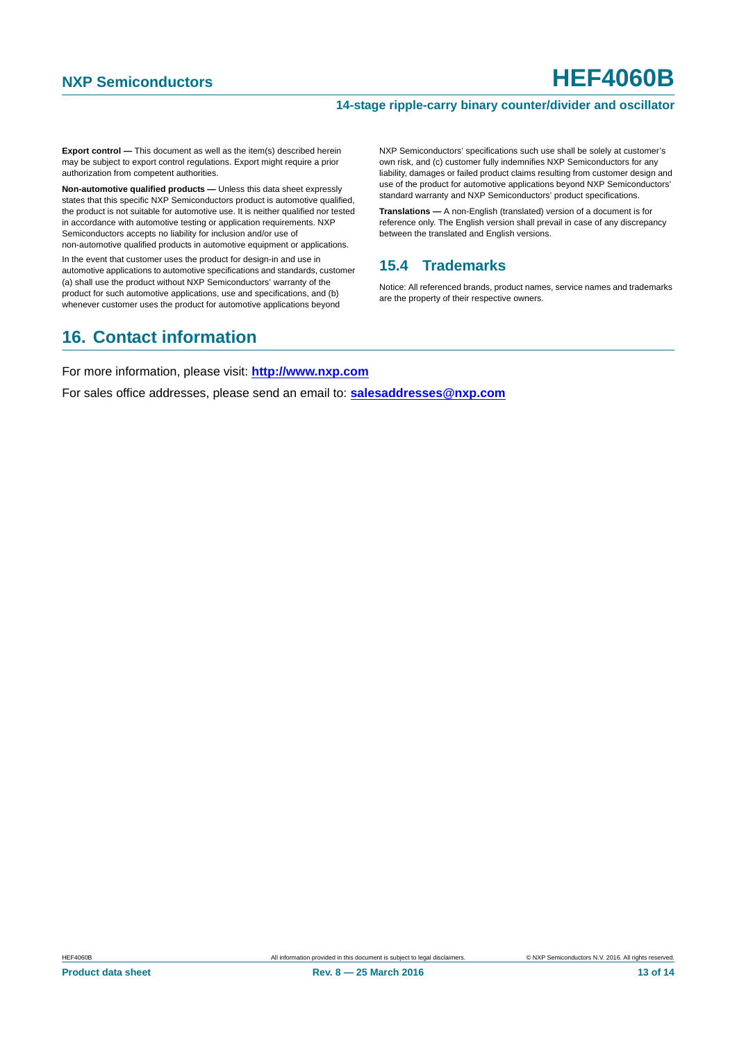**Export control —** This document as well as the item(s) described herein may be subject to export control regulations. Export might require a prior authorization from competent authorities.

**Non-automotive qualified products —** Unless this data sheet expressly states that this specific NXP Semiconductors product is automotive qualified, the product is not suitable for automotive use. It is neither qualified nor tested in accordance with automotive testing or application requirements. NXP Semiconductors accepts no liability for inclusion and/or use of non-automotive qualified products in automotive equipment or applications.

In the event that customer uses the product for design-in and use in automotive applications to automotive specifications and standards, customer (a) shall use the product without NXP Semiconductors' warranty of the product for such automotive applications, use and specifications, and (b) whenever customer uses the product for automotive applications beyond NXP Semiconductors' specifications such use shall be solely at customer's own risk, and (c) customer fully indemnifies NXP Semiconductors for any liability, damages or failed product claims resulting from customer design and use of the product for automotive applications beyond NXP Semiconductors' standard warranty and NXP Semiconductors' product specifications.

**Translations —** A non-English (translated) version of a document is for reference only. The English version shall prevail in case of any discrepancy between the translated and English versions.

### 15.4 Trademarks

Notice: All referenced brands, product names, service names and trademarks are the property of their respective owners.

## 16. Contact information

For more information, please visit: **http://www.nxp.com**

For sales office addresses, please send an email to: **salesaddresses@nxp.com**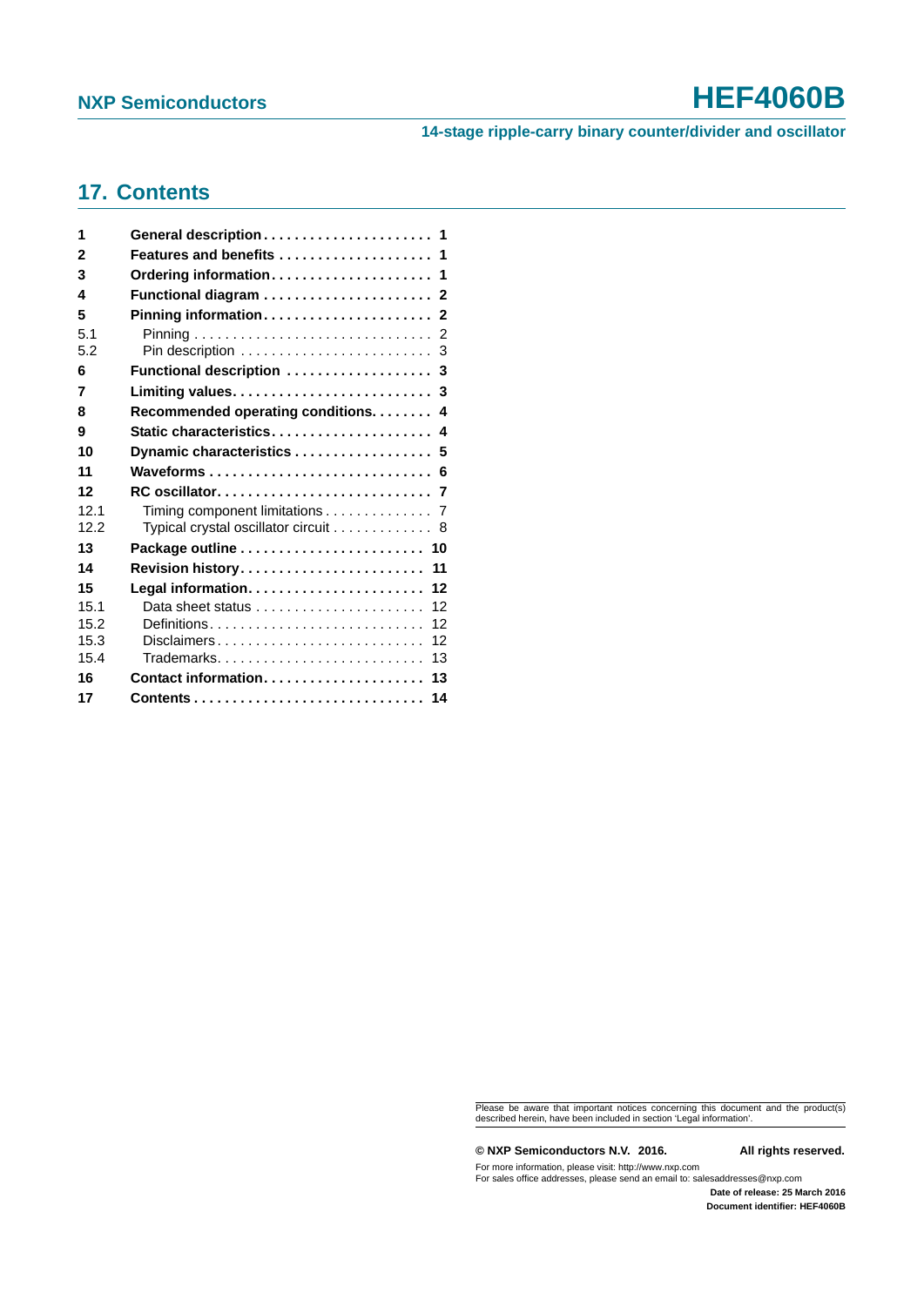## 17. Contents

| | | |
|---|---|---|
| **1** | **General description** | **1** |
| **2** | **Features and benefits** | **1** |
| **3** | **Ordering information** | **1** |
| **4** | **Functional diagram** | **2** |
| **5** | **Pinning information** | **2** |
| 5.1 | Pinning | 2 |
| 5.2 | Pin description | 3 |
| **6** | **Functional description** | **3** |
| **7** | **Limiting values** | **3** |
| **8** | **Recommended operating conditions** | **4** |
| **9** | **Static characteristics** | **4** |
| **10** | **Dynamic characteristics** | **5** |
| **11** | **Waveforms** | **6** |
| **12** | **RC oscillator** | **7** |
| 12.1 | Timing component limitations | 7 |
| 12.2 | Typical crystal oscillator circuit | 8 |
| **13** | **Package outline** | **10** |
| **14** | **Revision history** | **11** |
| **15** | **Legal information** | **12** |
| 15.1 | Data sheet status | 12 |
| 15.2 | Definitions | 12 |
| 15.3 | Disclaimers | 12 |
| 15.4 | Trademarks | 13 |
| **16** | **Contact information** | **13** |
| **17** | **Contents** | **14** |

Please be aware that important notices concerning this document and the product(s) described herein, have been included in section 'Legal information'.

**© NXP Semiconductors N.V. 2016. All rights reserved.**

For more information, please visit: http://www.nxp.com
For sales office addresses, please send an email to: salesaddresses@nxp.com

**Date of release: 25 March 2016**
**Document identifier: HEF4060B**